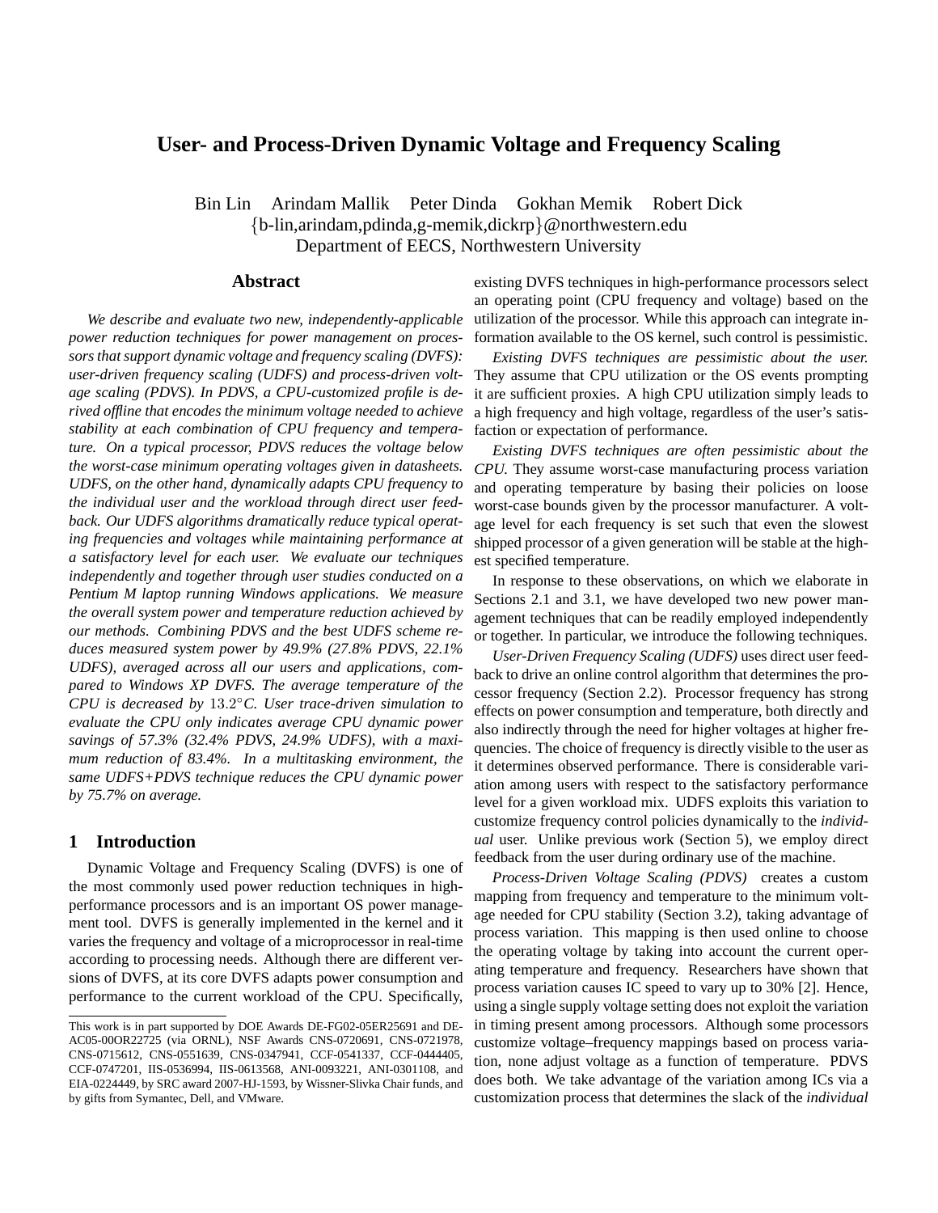# User- and Process-Driven Dynamic Voltage and Frequency Scaling

Bin Lin  Arindam Mallik  Peter Dinda  Gokhan Memik  Robert Dick
{b-lin,arindam,pdinda,g-memik,dickrp}@northwestern.edu
Department of EECS, Northwestern University

## Abstract

*We describe and evaluate two new, independently-applicable power reduction techniques for power management on processors that support dynamic voltage and frequency scaling (DVFS): user-driven frequency scaling (UDFS) and process-driven voltage scaling (PDVS). In PDVS, a CPU-customized profile is derived offline that encodes the minimum voltage needed to achieve stability at each combination of CPU frequency and temperature. On a typical processor, PDVS reduces the voltage below the worst-case minimum operating voltages given in datasheets. UDFS, on the other hand, dynamically adapts CPU frequency to the individual user and the workload through direct user feedback. Our UDFS algorithms dramatically reduce typical operating frequencies and voltages while maintaining performance at a satisfactory level for each user. We evaluate our techniques independently and together through user studies conducted on a Pentium M laptop running Windows applications. We measure the overall system power and temperature reduction achieved by our methods. Combining PDVS and the best UDFS scheme reduces measured system power by 49.9% (27.8% PDVS, 22.1% UDFS), averaged across all our users and applications, compared to Windows XP DVFS. The average temperature of the CPU is decreased by $13.2°C$. User trace-driven simulation to evaluate the CPU only indicates average CPU dynamic power savings of 57.3% (32.4% PDVS, 24.9% UDFS), with a maximum reduction of 83.4%. In a multitasking environment, the same UDFS+PDVS technique reduces the CPU dynamic power by 75.7% on average.*

## 1 Introduction

Dynamic Voltage and Frequency Scaling (DVFS) is one of the most commonly used power reduction techniques in high-performance processors and is an important OS power management tool. DVFS is generally implemented in the kernel and it varies the frequency and voltage of a microprocessor in real-time according to processing needs. Although there are different versions of DVFS, at its core DVFS adapts power consumption and performance to the current workload of the CPU. Specifically, existing DVFS techniques in high-performance processors select an operating point (CPU frequency and voltage) based on the utilization of the processor. While this approach can integrate information available to the OS kernel, such control is pessimistic.

*Existing DVFS techniques are pessimistic about the user.* They assume that CPU utilization or the OS events prompting it are sufficient proxies. A high CPU utilization simply leads to a high frequency and high voltage, regardless of the user's satisfaction or expectation of performance.

*Existing DVFS techniques are often pessimistic about the CPU.* They assume worst-case manufacturing process variation and operating temperature by basing their policies on loose worst-case bounds given by the processor manufacturer. A voltage level for each frequency is set such that even the slowest shipped processor of a given generation will be stable at the highest specified temperature.

In response to these observations, on which we elaborate in Sections 2.1 and 3.1, we have developed two new power management techniques that can be readily employed independently or together. In particular, we introduce the following techniques.

*User-Driven Frequency Scaling (UDFS)* uses direct user feedback to drive an online control algorithm that determines the processor frequency (Section 2.2). Processor frequency has strong effects on power consumption and temperature, both directly and also indirectly through the need for higher voltages at higher frequencies. The choice of frequency is directly visible to the user as it determines observed performance. There is considerable variation among users with respect to the satisfactory performance level for a given workload mix. UDFS exploits this variation to customize frequency control policies dynamically to the *individual* user. Unlike previous work (Section 5), we employ direct feedback from the user during ordinary use of the machine.

*Process-Driven Voltage Scaling (PDVS)* creates a custom mapping from frequency and temperature to the minimum voltage needed for CPU stability (Section 3.2), taking advantage of process variation. This mapping is then used online to choose the operating voltage by taking into account the current operating temperature and frequency. Researchers have shown that process variation causes IC speed to vary up to 30% [2]. Hence, using a single supply voltage setting does not exploit the variation in timing present among processors. Although some processors customize voltage–frequency mappings based on process variation, none adjust voltage as a function of temperature. PDVS does both. We take advantage of the variation among ICs via a customization process that determines the slack of the *individual*

This work is in part supported by DOE Awards DE-FG02-05ER25691 and DE-AC05-00OR22725 (via ORNL), NSF Awards CNS-0720691, CNS-0721978, CNS-0715612, CNS-0551639, CNS-0347941, CCF-0541337, CCF-0444405, CCF-0747201, IIS-0536994, IIS-0613568, ANI-0093221, ANI-0301108, and EIA-0224449, by SRC award 2007-HJ-1593, by Wissner-Slivka Chair funds, and by gifts from Symantec, Dell, and VMware.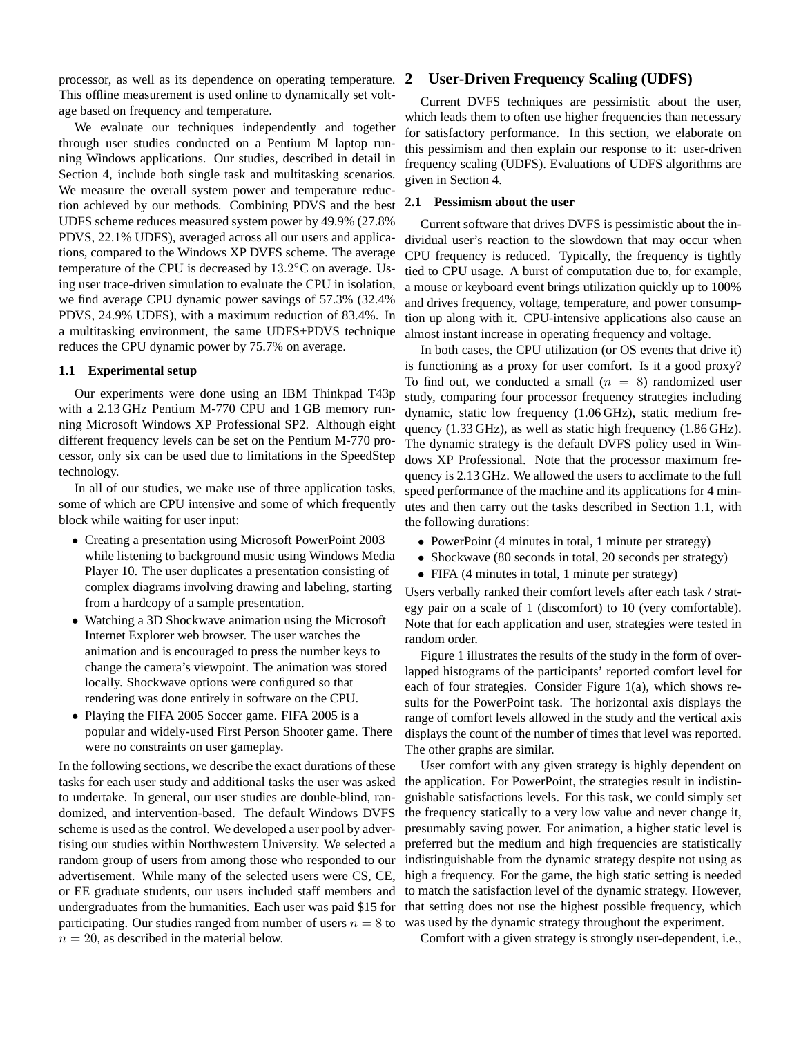processor, as well as its dependence on operating temperature. This offline measurement is used online to dynamically set voltage based on frequency and temperature.

We evaluate our techniques independently and together through user studies conducted on a Pentium M laptop running Windows applications. Our studies, described in detail in Section 4, include both single task and multitasking scenarios. We measure the overall system power and temperature reduction achieved by our methods. Combining PDVS and the best UDFS scheme reduces measured system power by 49.9% (27.8% PDVS, 22.1% UDFS), averaged across all our users and applications, compared to the Windows XP DVFS scheme. The average temperature of the CPU is decreased by $13.2°\mathrm{C}$ on average. Using user trace-driven simulation to evaluate the CPU in isolation, we find average CPU dynamic power savings of 57.3% (32.4% PDVS, 24.9% UDFS), with a maximum reduction of 83.4%. In a multitasking environment, the same UDFS+PDVS technique reduces the CPU dynamic power by 75.7% on average.

### 1.1 Experimental setup

Our experiments were done using an IBM Thinkpad T43p with a 2.13 GHz Pentium M-770 CPU and 1 GB memory running Microsoft Windows XP Professional SP2. Although eight different frequency levels can be set on the Pentium M-770 processor, only six can be used due to limitations in the SpeedStep technology.

In all of our studies, we make use of three application tasks, some of which are CPU intensive and some of which frequently block while waiting for user input:

- Creating a presentation using Microsoft PowerPoint 2003 while listening to background music using Windows Media Player 10. The user duplicates a presentation consisting of complex diagrams involving drawing and labeling, starting from a hardcopy of a sample presentation.
- Watching a 3D Shockwave animation using the Microsoft Internet Explorer web browser. The user watches the animation and is encouraged to press the number keys to change the camera's viewpoint. The animation was stored locally. Shockwave options were configured so that rendering was done entirely in software on the CPU.
- Playing the FIFA 2005 Soccer game. FIFA 2005 is a popular and widely-used First Person Shooter game. There were no constraints on user gameplay.

In the following sections, we describe the exact durations of these tasks for each user study and additional tasks the user was asked to undertake. In general, our user studies are double-blind, randomized, and intervention-based. The default Windows DVFS scheme is used as the control. We developed a user pool by advertising our studies within Northwestern University. We selected a random group of users from among those who responded to our advertisement. While many of the selected users were CS, CE, or EE graduate students, our users included staff members and undergraduates from the humanities. Each user was paid $15 for participating. Our studies ranged from number of users $n = 8$ to $n = 20$, as described in the material below.

## 2 User-Driven Frequency Scaling (UDFS)

Current DVFS techniques are pessimistic about the user, which leads them to often use higher frequencies than necessary for satisfactory performance. In this section, we elaborate on this pessimism and then explain our response to it: user-driven frequency scaling (UDFS). Evaluations of UDFS algorithms are given in Section 4.

### 2.1 Pessimism about the user

Current software that drives DVFS is pessimistic about the individual user's reaction to the slowdown that may occur when CPU frequency is reduced. Typically, the frequency is tightly tied to CPU usage. A burst of computation due to, for example, a mouse or keyboard event brings utilization quickly up to 100% and drives frequency, voltage, temperature, and power consumption up along with it. CPU-intensive applications also cause an almost instant increase in operating frequency and voltage.

In both cases, the CPU utilization (or OS events that drive it) is functioning as a proxy for user comfort. Is it a good proxy? To find out, we conducted a small ($n = 8$) randomized user study, comparing four processor frequency strategies including dynamic, static low frequency (1.06 GHz), static medium frequency (1.33 GHz), as well as static high frequency (1.86 GHz). The dynamic strategy is the default DVFS policy used in Windows XP Professional. Note that the processor maximum frequency is 2.13 GHz. We allowed the users to acclimate to the full speed performance of the machine and its applications for 4 minutes and then carry out the tasks described in Section 1.1, with the following durations:

- PowerPoint (4 minutes in total, 1 minute per strategy)
- Shockwave (80 seconds in total, 20 seconds per strategy)
- FIFA (4 minutes in total, 1 minute per strategy)

Users verbally ranked their comfort levels after each task / strategy pair on a scale of 1 (discomfort) to 10 (very comfortable). Note that for each application and user, strategies were tested in random order.

Figure 1 illustrates the results of the study in the form of overlapped histograms of the participants' reported comfort level for each of four strategies. Consider Figure 1(a), which shows results for the PowerPoint task. The horizontal axis displays the range of comfort levels allowed in the study and the vertical axis displays the count of the number of times that level was reported. The other graphs are similar.

User comfort with any given strategy is highly dependent on the application. For PowerPoint, the strategies result in indistinguishable satisfactions levels. For this task, we could simply set the frequency statically to a very low value and never change it, presumably saving power. For animation, a higher static level is preferred but the medium and high frequencies are statistically indistinguishable from the dynamic strategy despite not using as high a frequency. For the game, the high static setting is needed to match the satisfaction level of the dynamic strategy. However, that setting does not use the highest possible frequency, which was used by the dynamic strategy throughout the experiment.

Comfort with a given strategy is strongly user-dependent, i.e.,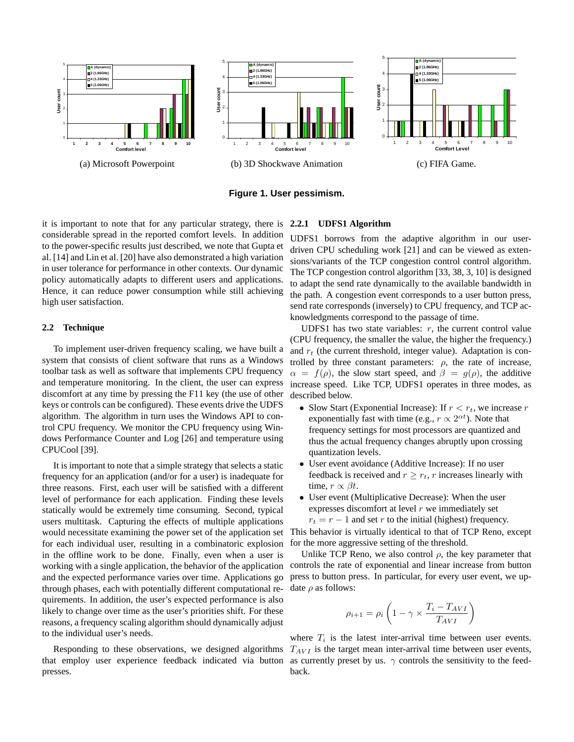(a) Microsoft Powerpoint

(b) 3D Shockwave Animation

(c) FIFA Game.

**Figure 1. User pessimism.**

it is important to note that for any particular strategy, there is considerable spread in the reported comfort levels. In addition to the power-specific results just described, we note that Gupta et al. [14] and Lin et al. [20] have also demonstrated a high variation in user tolerance for performance in other contexts. Our dynamic policy automatically adapts to different users and applications. Hence, it can reduce power consumption while still achieving high user satisfaction.

### 2.2 Technique

To implement user-driven frequency scaling, we have built a system that consists of client software that runs as a Windows toolbar task as well as software that implements CPU frequency and temperature monitoring. In the client, the user can express discomfort at any time by pressing the F11 key (the use of other keys or controls can be configured). These events drive the UDFS algorithm. The algorithm in turn uses the Windows API to control CPU frequency. We monitor the CPU frequency using Windows Performance Counter and Log [26] and temperature using CPUCool [39].

It is important to note that a simple strategy that selects a static frequency for an application (and/or for a user) is inadequate for three reasons. First, each user will be satisfied with a different level of performance for each application. Finding these levels statically would be extremely time consuming. Second, typical users multitask. Capturing the effects of multiple applications would necessitate examining the power set of the application set for each individual user, resulting in a combinatoric explosion in the offline work to be done. Finally, even when a user is working with a single application, the behavior of the application and the expected performance varies over time. Applications go through phases, each with potentially different computational requirements. In addition, the user's expected performance is also likely to change over time as the user's priorities shift. For these reasons, a frequency scaling algorithm should dynamically adjust to the individual user's needs.

Responding to these observations, we designed algorithms that employ user experience feedback indicated via button presses.

#### 2.2.1 UDFS1 Algorithm

UDFS1 borrows from the adaptive algorithm in our user-driven CPU scheduling work [21] and can be viewed as extensions/variants of the TCP congestion control control algorithm. The TCP congestion control algorithm [33, 38, 3, 10] is designed to adapt the send rate dynamically to the available bandwidth in the path. A congestion event corresponds to a user button press, send rate corresponds (inversely) to CPU frequency, and TCP acknowledgments correspond to the passage of time.

UDFS1 has two state variables: $r$, the current control value (CPU frequency, the smaller the value, the higher the frequency.) and $r_t$ (the current threshold, integer value). Adaptation is controlled by three constant parameters: $\rho$, the rate of increase, $\alpha = f(\rho)$, the slow start speed, and $\beta = g(\rho)$, the additive increase speed. Like TCP, UDFS1 operates in three modes, as described below.

- Slow Start (Exponential Increase): If $r < r_t$, we increase $r$ exponentially fast with time (e.g., $r \propto 2^{\alpha t}$). Note that frequency settings for most processors are quantized and thus the actual frequency changes abruptly upon crossing quantization levels.
- User event avoidance (Additive Increase): If no user feedback is received and $r \geq r_t$, $r$ increases linearly with time, $r \propto \beta t$.
- User event (Multiplicative Decrease): When the user expresses discomfort at level $r$ we immediately set $r_t = r - 1$ and set $r$ to the initial (highest) frequency.

This behavior is virtually identical to that of TCP Reno, except for the more aggressive setting of the threshold.

Unlike TCP Reno, we also control $\rho$, the key parameter that controls the rate of exponential and linear increase from button press to button press. In particular, for every user event, we update $\rho$ as follows:

$$\rho_{i+1} = \rho_i \left(1 - \gamma \times \frac{T_i - T_{AVI}}{T_{AVI}}\right)$$

where $T_i$ is the latest inter-arrival time between user events. $T_{AVI}$ is the target mean inter-arrival time between user events, as currently preset by us. $\gamma$ controls the sensitivity to the feedback.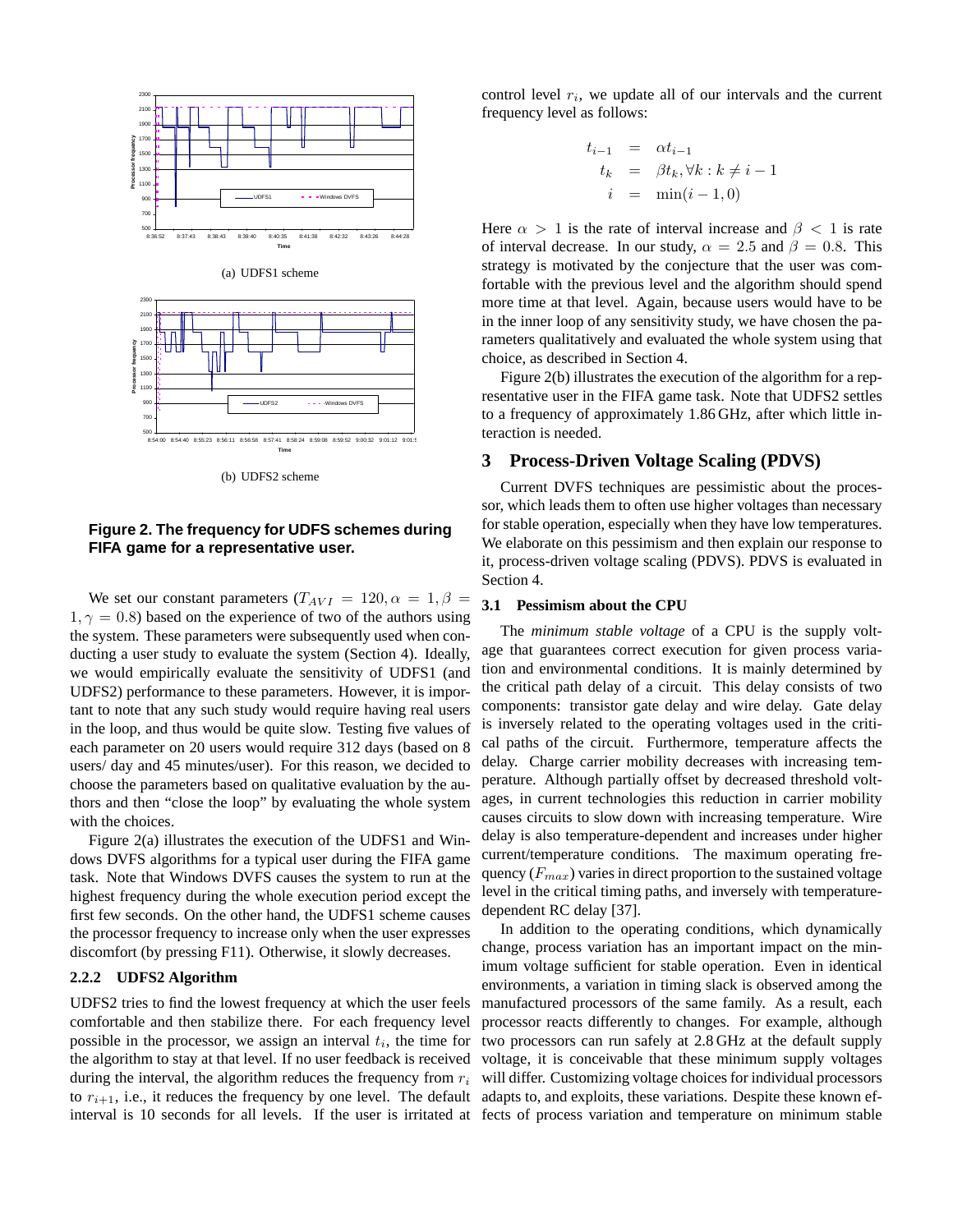(a) UDFS1 scheme

(b) UDFS2 scheme

**Figure 2. The frequency for UDFS schemes during FIFA game for a representative user.**

We set our constant parameters ($T_{AVI} = 120, \alpha = 1, \beta = 1, \gamma = 0.8$) based on the experience of two of the authors using the system. These parameters were subsequently used when conducting a user study to evaluate the system (Section 4). Ideally, we would empirically evaluate the sensitivity of UDFS1 (and UDFS2) performance to these parameters. However, it is important to note that any such study would require having real users in the loop, and thus would be quite slow. Testing five values of each parameter on 20 users would require 312 days (based on 8 users/ day and 45 minutes/user). For this reason, we decided to choose the parameters based on qualitative evaluation by the authors and then "close the loop" by evaluating the whole system with the choices.

Figure 2(a) illustrates the execution of the UDFS1 and Windows DVFS algorithms for a typical user during the FIFA game task. Note that Windows DVFS causes the system to run at the highest frequency during the whole execution period except the first few seconds. On the other hand, the UDFS1 scheme causes the processor frequency to increase only when the user expresses discomfort (by pressing F11). Otherwise, it slowly decreases.

### 2.2.2 UDFS2 Algorithm

UDFS2 tries to find the lowest frequency at which the user feels comfortable and then stabilize there. For each frequency level possible in the processor, we assign an interval $t_i$, the time for the algorithm to stay at that level. If no user feedback is received during the interval, the algorithm reduces the frequency from $r_i$ to $r_{i+1}$, i.e., it reduces the frequency by one level. The default interval is 10 seconds for all levels. If the user is irritated at control level $r_i$, we update all of our intervals and the current frequency level as follows:

$$
\begin{aligned}
t_{i-1} &= \alpha t_{i-1} \\
t_k &= \beta t_k, \forall k : k \neq i-1 \\
i &= \min(i-1, 0)
\end{aligned}
$$

Here $\alpha > 1$ is the rate of interval increase and $\beta < 1$ is rate of interval decrease. In our study, $\alpha = 2.5$ and $\beta = 0.8$. This strategy is motivated by the conjecture that the user was comfortable with the previous level and the algorithm should spend more time at that level. Again, because users would have to be in the inner loop of any sensitivity study, we have chosen the parameters qualitatively and evaluated the whole system using that choice, as described in Section 4.

Figure 2(b) illustrates the execution of the algorithm for a representative user in the FIFA game task. Note that UDFS2 settles to a frequency of approximately 1.86 GHz, after which little interaction is needed.

## 3 Process-Driven Voltage Scaling (PDVS)

Current DVFS techniques are pessimistic about the processor, which leads them to often use higher voltages than necessary for stable operation, especially when they have low temperatures. We elaborate on this pessimism and then explain our response to it, process-driven voltage scaling (PDVS). PDVS is evaluated in Section 4.

### 3.1 Pessimism about the CPU

The *minimum stable voltage* of a CPU is the supply voltage that guarantees correct execution for given process variation and environmental conditions. It is mainly determined by the critical path delay of a circuit. This delay consists of two components: transistor gate delay and wire delay. Gate delay is inversely related to the operating voltages used in the critical paths of the circuit. Furthermore, temperature affects the delay. Charge carrier mobility decreases with increasing temperature. Although partially offset by decreased threshold voltages, in current technologies this reduction in carrier mobility causes circuits to slow down with increasing temperature. Wire delay is also temperature-dependent and increases under higher current/temperature conditions. The maximum operating frequency ($F_{max}$) varies in direct proportion to the sustained voltage level in the critical timing paths, and inversely with temperature-dependent RC delay [37].

In addition to the operating conditions, which dynamically change, process variation has an important impact on the minimum voltage sufficient for stable operation. Even in identical environments, a variation in timing slack is observed among the manufactured processors of the same family. As a result, each processor reacts differently to changes. For example, although two processors can run safely at 2.8 GHz at the default supply voltage, it is conceivable that these minimum supply voltages will differ. Customizing voltage choices for individual processors adapts to, and exploits, these variations. Despite these known effects of process variation and temperature on minimum stable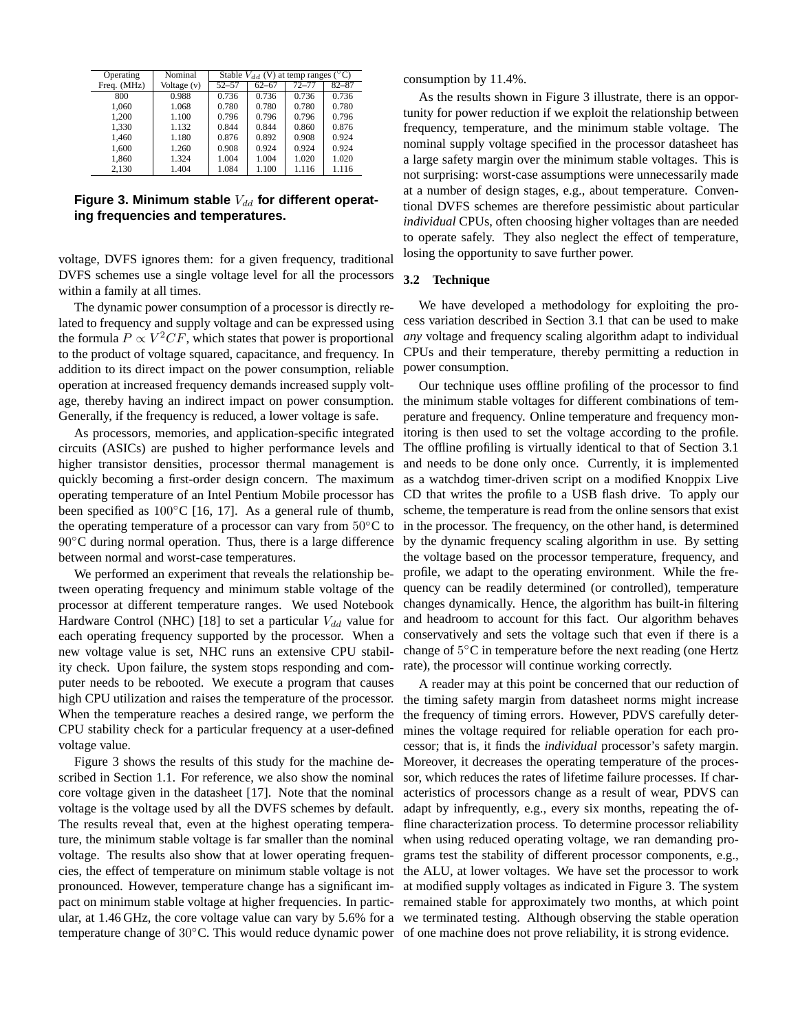| Operating Freq. (MHz) | Nominal Voltage (v) | Stable $V_{dd}$ (V) at temp ranges (°C) | | | |
|---|---|---|---|---|---|
| | | 52–57 | 62–67 | 72–77 | 82–87 |
| 800 | 0.988 | 0.736 | 0.736 | 0.736 | 0.736 |
| 1,060 | 1.068 | 0.780 | 0.780 | 0.780 | 0.780 |
| 1,200 | 1.100 | 0.796 | 0.796 | 0.796 | 0.796 |
| 1,330 | 1.132 | 0.844 | 0.844 | 0.860 | 0.876 |
| 1,460 | 1.180 | 0.876 | 0.892 | 0.908 | 0.924 |
| 1,600 | 1.260 | 0.908 | 0.924 | 0.924 | 0.924 |
| 1,860 | 1.324 | 1.004 | 1.004 | 1.020 | 1.020 |
| 2,130 | 1.404 | 1.084 | 1.100 | 1.116 | 1.116 |

**Figure 3. Minimum stable $V_{dd}$ for different operating frequencies and temperatures.**

voltage, DVFS ignores them: for a given frequency, traditional DVFS schemes use a single voltage level for all the processors within a family at all times.

The dynamic power consumption of a processor is directly related to frequency and supply voltage and can be expressed using the formula $P \propto V^2CF$, which states that power is proportional to the product of voltage squared, capacitance, and frequency. In addition to its direct impact on the power consumption, reliable operation at increased frequency demands increased supply voltage, thereby having an indirect impact on power consumption. Generally, if the frequency is reduced, a lower voltage is safe.

As processors, memories, and application-specific integrated circuits (ASICs) are pushed to higher performance levels and higher transistor densities, processor thermal management is quickly becoming a first-order design concern. The maximum operating temperature of an Intel Pentium Mobile processor has been specified as $100°$C [16, 17]. As a general rule of thumb, the operating temperature of a processor can vary from $50°$C to $90°$C during normal operation. Thus, there is a large difference between normal and worst-case temperatures.

We performed an experiment that reveals the relationship between operating frequency and minimum stable voltage of the processor at different temperature ranges. We used Notebook Hardware Control (NHC) [18] to set a particular $V_{dd}$ value for each operating frequency supported by the processor. When a new voltage value is set, NHC runs an extensive CPU stability check. Upon failure, the system stops responding and computer needs to be rebooted. We execute a program that causes high CPU utilization and raises the temperature of the processor. When the temperature reaches a desired range, we perform the CPU stability check for a particular frequency at a user-defined voltage value.

Figure 3 shows the results of this study for the machine described in Section 1.1. For reference, we also show the nominal core voltage given in the datasheet [17]. Note that the nominal voltage is the voltage used by all the DVFS schemes by default. The results reveal that, even at the highest operating temperature, the minimum stable voltage is far smaller than the nominal voltage. The results also show that at lower operating frequencies, the effect of temperature on minimum stable voltage is not pronounced. However, temperature change has a significant impact on minimum stable voltage at higher frequencies. In particular, at 1.46 GHz, the core voltage value can vary by 5.6% for a temperature change of $30°$C. This would reduce dynamic power consumption by 11.4%.

As the results shown in Figure 3 illustrate, there is an opportunity for power reduction if we exploit the relationship between frequency, temperature, and the minimum stable voltage. The nominal supply voltage specified in the processor datasheet has a large safety margin over the minimum stable voltages. This is not surprising: worst-case assumptions were unnecessarily made at a number of design stages, e.g., about temperature. Conventional DVFS schemes are therefore pessimistic about particular *individual* CPUs, often choosing higher voltages than are needed to operate safely. They also neglect the effect of temperature, losing the opportunity to save further power.

### 3.2 Technique

We have developed a methodology for exploiting the process variation described in Section 3.1 that can be used to make *any* voltage and frequency scaling algorithm adapt to individual CPUs and their temperature, thereby permitting a reduction in power consumption.

Our technique uses offline profiling of the processor to find the minimum stable voltages for different combinations of temperature and frequency. Online temperature and frequency monitoring is then used to set the voltage according to the profile. The offline profiling is virtually identical to that of Section 3.1 and needs to be done only once. Currently, it is implemented as a watchdog timer-driven script on a modified Knoppix Live CD that writes the profile to a USB flash drive. To apply our scheme, the temperature is read from the online sensors that exist in the processor. The frequency, on the other hand, is determined by the dynamic frequency scaling algorithm in use. By setting the voltage based on the processor temperature, frequency, and profile, we adapt to the operating environment. While the frequency can be readily determined (or controlled), temperature changes dynamically. Hence, the algorithm has built-in filtering and headroom to account for this fact. Our algorithm behaves conservatively and sets the voltage such that even if there is a change of $5°$C in temperature before the next reading (one Hertz rate), the processor will continue working correctly.

A reader may at this point be concerned that our reduction of the timing safety margin from datasheet norms might increase the frequency of timing errors. However, PDVS carefully determines the voltage required for reliable operation for each processor; that is, it finds the *individual* processor's safety margin. Moreover, it decreases the operating temperature of the processor, which reduces the rates of lifetime failure processes. If characteristics of processors change as a result of wear, PDVS can adapt by infrequently, e.g., every six months, repeating the offline characterization process. To determine processor reliability when using reduced operating voltage, we ran demanding programs test the stability of different processor components, e.g., the ALU, at lower voltages. We have set the processor to work at modified supply voltages as indicated in Figure 3. The system remained stable for approximately two months, at which point we terminated testing. Although observing the stable operation of one machine does not prove reliability, it is strong evidence.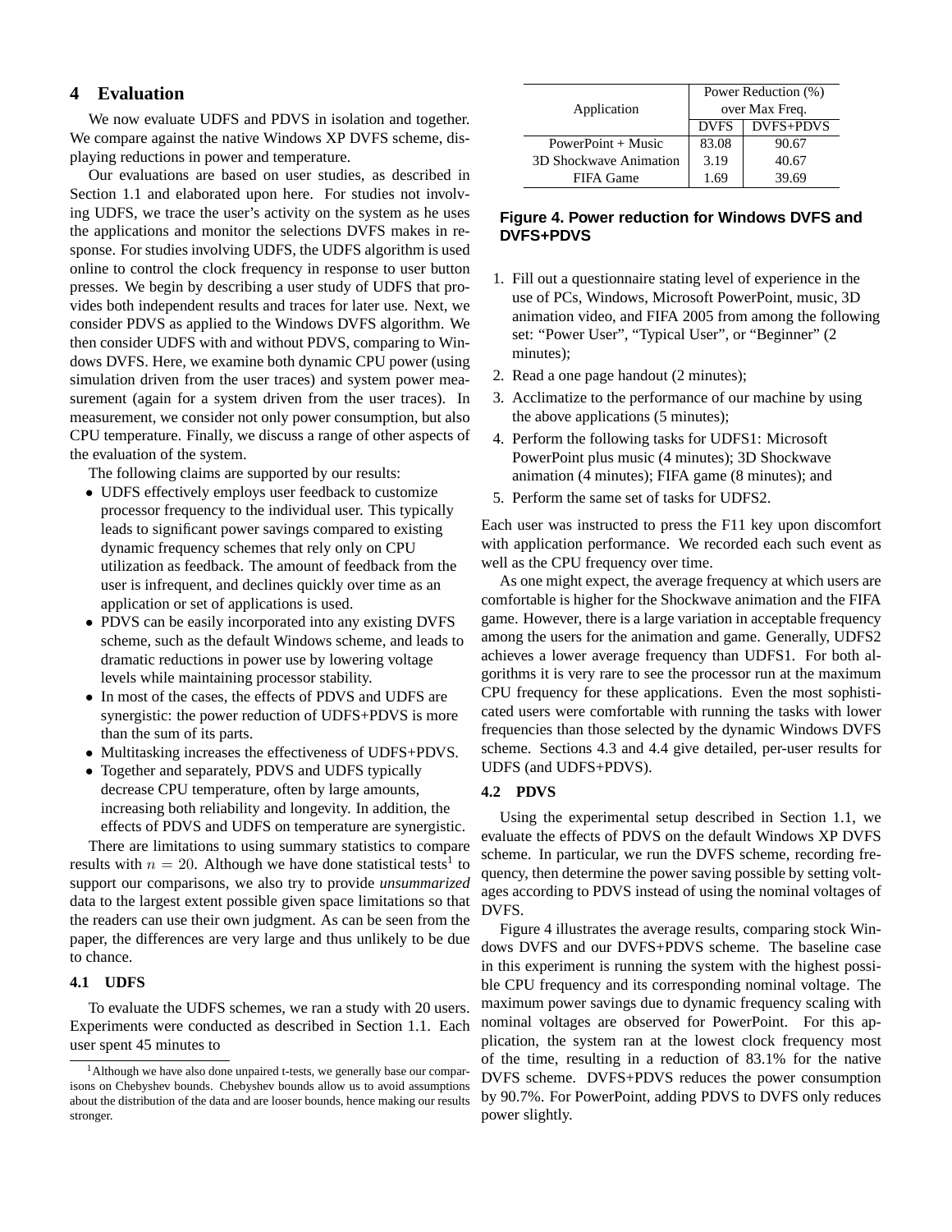## 4 Evaluation

We now evaluate UDFS and PDVS in isolation and together. We compare against the native Windows XP DVFS scheme, displaying reductions in power and temperature.

Our evaluations are based on user studies, as described in Section 1.1 and elaborated upon here. For studies not involving UDFS, we trace the user's activity on the system as he uses the applications and monitor the selections DVFS makes in response. For studies involving UDFS, the UDFS algorithm is used online to control the clock frequency in response to user button presses. We begin by describing a user study of UDFS that provides both independent results and traces for later use. Next, we consider PDVS as applied to the Windows DVFS algorithm. We then consider UDFS with and without PDVS, comparing to Windows DVFS. Here, we examine both dynamic CPU power (using simulation driven from the user traces) and system power measurement (again for a system driven from the user traces). In measurement, we consider not only power consumption, but also CPU temperature. Finally, we discuss a range of other aspects of the evaluation of the system.

The following claims are supported by our results:

- UDFS effectively employs user feedback to customize processor frequency to the individual user. This typically leads to significant power savings compared to existing dynamic frequency schemes that rely only on CPU utilization as feedback. The amount of feedback from the user is infrequent, and declines quickly over time as an application or set of applications is used.
- PDVS can be easily incorporated into any existing DVFS scheme, such as the default Windows scheme, and leads to dramatic reductions in power use by lowering voltage levels while maintaining processor stability.
- In most of the cases, the effects of PDVS and UDFS are synergistic: the power reduction of UDFS+PDVS is more than the sum of its parts.
- Multitasking increases the effectiveness of UDFS+PDVS.
- Together and separately, PDVS and UDFS typically decrease CPU temperature, often by large amounts, increasing both reliability and longevity. In addition, the effects of PDVS and UDFS on temperature are synergistic.

There are limitations to using summary statistics to compare results with $n = 20$. Although we have done statistical tests[1] to support our comparisons, we also try to provide *unsummarized* data to the largest extent possible given space limitations so that the readers can use their own judgment. As can be seen from the paper, the differences are very large and thus unlikely to be due to chance.

### 4.1 UDFS

To evaluate the UDFS schemes, we ran a study with 20 users. Experiments were conducted as described in Section 1.1. Each user spent 45 minutes to

1. Fill out a questionnaire stating level of experience in the use of PCs, Windows, Microsoft PowerPoint, music, 3D animation video, and FIFA 2005 from among the following set: "Power User", "Typical User", or "Beginner" (2 minutes);
2. Read a one page handout (2 minutes);
3. Acclimatize to the performance of our machine by using the above applications (5 minutes);
4. Perform the following tasks for UDFS1: Microsoft PowerPoint plus music (4 minutes); 3D Shockwave animation (4 minutes); FIFA game (8 minutes); and
5. Perform the same set of tasks for UDFS2.

Each user was instructed to press the F11 key upon discomfort with application performance. We recorded each such event as well as the CPU frequency over time.

As one might expect, the average frequency at which users are comfortable is higher for the Shockwave animation and the FIFA game. However, there is a large variation in acceptable frequency among the users for the animation and game. Generally, UDFS2 achieves a lower average frequency than UDFS1. For both algorithms it is very rare to see the processor run at the maximum CPU frequency for these applications. Even the most sophisticated users were comfortable with running the tasks with lower frequencies than those selected by the dynamic Windows DVFS scheme. Sections 4.3 and 4.4 give detailed, per-user results for UDFS (and UDFS+PDVS).

[1] Although we have also done unpaired t-tests, we generally base our comparisons on Chebyshev bounds. Chebyshev bounds allow us to avoid assumptions about the distribution of the data and are looser bounds, hence making our results stronger.

| Application | Power Reduction (%) over Max Freq. | |
|---|---|---|
| | DVFS | DVFS+PDVS |
| PowerPoint + Music | 83.08 | 90.67 |
| 3D Shockwave Animation | 3.19 | 40.67 |
| FIFA Game | 1.69 | 39.69 |

**Figure 4. Power reduction for Windows DVFS and DVFS+PDVS**

### 4.2 PDVS

Using the experimental setup described in Section 1.1, we evaluate the effects of PDVS on the default Windows XP DVFS scheme. In particular, we run the DVFS scheme, recording frequency, then determine the power saving possible by setting voltages according to PDVS instead of using the nominal voltages of DVFS.

Figure 4 illustrates the average results, comparing stock Windows DVFS and our DVFS+PDVS scheme. The baseline case in this experiment is running the system with the highest possible CPU frequency and its corresponding nominal voltage. The maximum power savings due to dynamic frequency scaling with nominal voltages are observed for PowerPoint. For this application, the system ran at the lowest clock frequency most of the time, resulting in a reduction of 83.1% for the native DVFS scheme. DVFS+PDVS reduces the power consumption by 90.7%. For PowerPoint, adding PDVS to DVFS only reduces power slightly.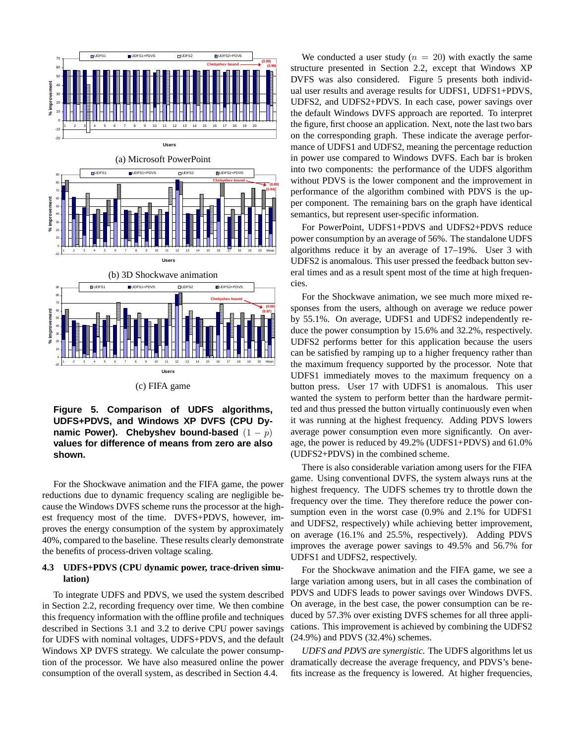(a) Microsoft PowerPoint

(b) 3D Shockwave animation

(c) FIFA game

**Figure 5. Comparison of UDFS algorithms, UDFS+PDVS, and Windows XP DVFS (CPU Dynamic Power). Chebyshev bound-based $(1-p)$ values for difference of means from zero are also shown.**

For the Shockwave animation and the FIFA game, the power reductions due to dynamic frequency scaling are negligible because the Windows DVFS scheme runs the processor at the highest frequency most of the time. DVFS+PDVS, however, improves the energy consumption of the system by approximately 40%, compared to the baseline. These results clearly demonstrate the benefits of process-driven voltage scaling.

### 4.3 UDFS+PDVS (CPU dynamic power, trace-driven simulation)

To integrate UDFS and PDVS, we used the system described in Section 2.2, recording frequency over time. We then combine this frequency information with the offline profile and techniques described in Sections 3.1 and 3.2 to derive CPU power savings for UDFS with nominal voltages, UDFS+PDVS, and the default Windows XP DVFS strategy. We calculate the power consumption of the processor. We have also measured online the power consumption of the overall system, as described in Section 4.4.

We conducted a user study ($n = 20$) with exactly the same structure presented in Section 2.2, except that Windows XP DVFS was also considered. Figure 5 presents both individual user results and average results for UDFS1, UDFS1+PDVS, UDFS2, and UDFS2+PDVS. In each case, power savings over the default Windows DVFS approach are reported. To interpret the figure, first choose an application. Next, note the last two bars on the corresponding graph. These indicate the average performance of UDFS1 and UDFS2, meaning the percentage reduction in power use compared to Windows DVFS. Each bar is broken into two components: the performance of the UDFS algorithm without PDVS is the lower component and the improvement in performance of the algorithm combined with PDVS is the upper component. The remaining bars on the graph have identical semantics, but represent user-specific information.

For PowerPoint, UDFS1+PDVS and UDFS2+PDVS reduce power consumption by an average of 56%. The standalone UDFS algorithms reduce it by an average of 17–19%. User 3 with UDFS2 is anomalous. This user pressed the feedback button several times and as a result spent most of the time at high frequencies.

For the Shockwave animation, we see much more mixed responses from the users, although on average we reduce power by 55.1%. On average, UDFS1 and UDFS2 independently reduce the power consumption by 15.6% and 32.2%, respectively. UDFS2 performs better for this application because the users can be satisfied by ramping up to a higher frequency rather than the maximum frequency supported by the processor. Note that UDFS1 immediately moves to the maximum frequency on a button press. User 17 with UDFS1 is anomalous. This user wanted the system to perform better than the hardware permitted and thus pressed the button virtually continuously even when it was running at the highest frequency. Adding PDVS lowers average power consumption even more significantly. On average, the power is reduced by 49.2% (UDFS1+PDVS) and 61.0% (UDFS2+PDVS) in the combined scheme.

There is also considerable variation among users for the FIFA game. Using conventional DVFS, the system always runs at the highest frequency. The UDFS schemes try to throttle down the frequency over the time. They therefore reduce the power consumption even in the worst case (0.9% and 2.1% for UDFS1 and UDFS2, respectively) while achieving better improvement, on average (16.1% and 25.5%, respectively). Adding PDVS improves the average power savings to 49.5% and 56.7% for UDFS1 and UDFS2, respectively.

For the Shockwave animation and the FIFA game, we see a large variation among users, but in all cases the combination of PDVS and UDFS leads to power savings over Windows DVFS. On average, in the best case, the power consumption can be reduced by 57.3% over existing DVFS schemes for all three applications. This improvement is achieved by combining the UDFS2 (24.9%) and PDVS (32.4%) schemes.

*UDFS and PDVS are synergistic.* The UDFS algorithms let us dramatically decrease the average frequency, and PDVS's benefits increase as the frequency is lowered. At higher frequencies,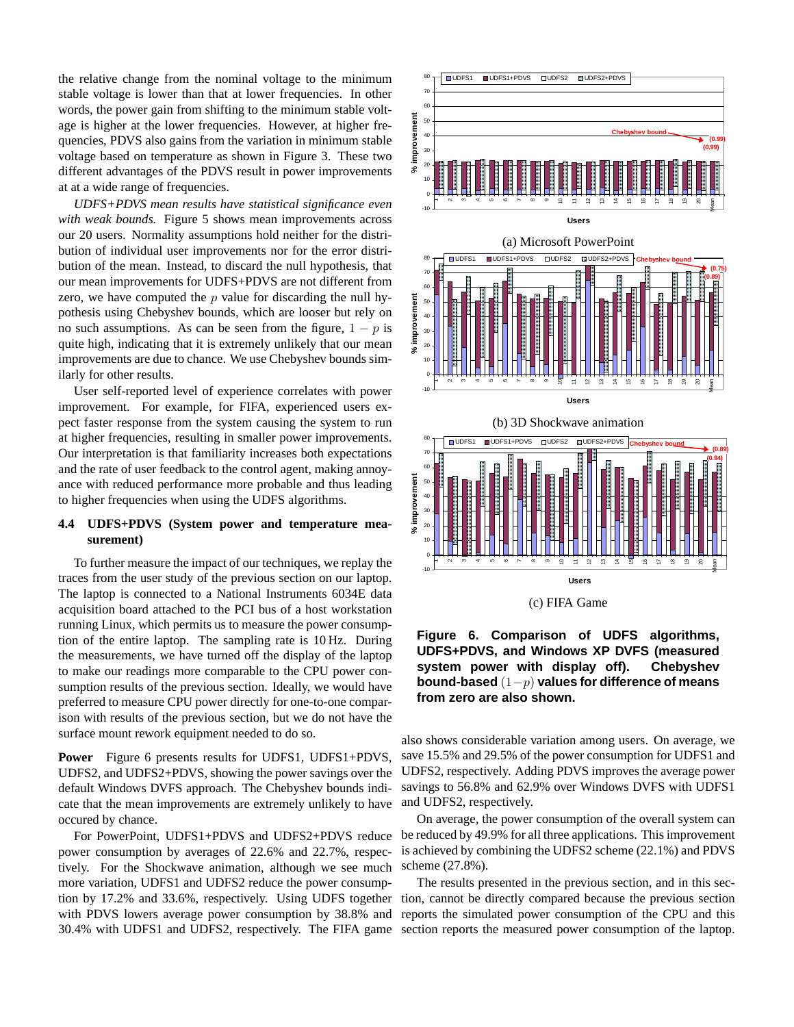the relative change from the nominal voltage to the minimum stable voltage is lower than that at lower frequencies. In other words, the power gain from shifting to the minimum stable voltage is higher at the lower frequencies. However, at higher frequencies, PDVS also gains from the variation in minimum stable voltage based on temperature as shown in Figure 3. These two different advantages of the PDVS result in power improvements at at a wide range of frequencies.

*UDFS+PDVS mean results have statistical significance even with weak bounds.* Figure 5 shows mean improvements across our 20 users. Normality assumptions hold neither for the distribution of individual user improvements nor for the error distribution of the mean. Instead, to discard the null hypothesis, that our mean improvements for UDFS+PDVS are not different from zero, we have computed the $p$ value for discarding the null hypothesis using Chebyshev bounds, which are looser but rely on no such assumptions. As can be seen from the figure, $1 - p$ is quite high, indicating that it is extremely unlikely that our mean improvements are due to chance. We use Chebyshev bounds similarly for other results.

User self-reported level of experience correlates with power improvement. For example, for FIFA, experienced users expect faster response from the system causing the system to run at higher frequencies, resulting in smaller power improvements. Our interpretation is that familiarity increases both expectations and the rate of user feedback to the control agent, making annoyance with reduced performance more probable and thus leading to higher frequencies when using the UDFS algorithms.

### 4.4 UDFS+PDVS (System power and temperature measurement)

To further measure the impact of our techniques, we replay the traces from the user study of the previous section on our laptop. The laptop is connected to a National Instruments 6034E data acquisition board attached to the PCI bus of a host workstation running Linux, which permits us to measure the power consumption of the entire laptop. The sampling rate is 10 Hz. During the measurements, we have turned off the display of the laptop to make our readings more comparable to the CPU power consumption results of the previous section. Ideally, we would have preferred to measure CPU power directly for one-to-one comparison with results of the previous section, but we do not have the surface mount rework equipment needed to do so.

**Power** Figure 6 presents results for UDFS1, UDFS1+PDVS, UDFS2, and UDFS2+PDVS, showing the power savings over the default Windows DVFS approach. The Chebyshev bounds indicate that the mean improvements are extremely unlikely to have occured by chance.

For PowerPoint, UDFS1+PDVS and UDFS2+PDVS reduce power consumption by averages of 22.6% and 22.7%, respectively. For the Shockwave animation, although we see much more variation, UDFS1 and UDFS2 reduce the power consumption by 17.2% and 33.6%, respectively. Using UDFS together with PDVS lowers average power consumption by 38.8% and 30.4% with UDFS1 and UDFS2, respectively. The FIFA game also shows considerable variation among users. On average, we save 15.5% and 29.5% of the power consumption for UDFS1 and UDFS2, respectively. Adding PDVS improves the average power savings to 56.8% and 62.9% over Windows DVFS with UDFS1 and UDFS2, respectively.

(a) Microsoft PowerPoint

(b) 3D Shockwave animation

(c) FIFA Game

**Figure 6. Comparison of UDFS algorithms, UDFS+PDVS, and Windows XP DVFS (measured system power with display off). Chebyshev bound-based $(1-p)$ values for difference of means from zero are also shown.**

On average, the power consumption of the overall system can be reduced by 49.9% for all three applications. This improvement is achieved by combining the UDFS2 scheme (22.1%) and PDVS scheme (27.8%).

The results presented in the previous section, and in this section, cannot be directly compared because the previous section reports the simulated power consumption of the CPU and this section reports the measured power consumption of the laptop.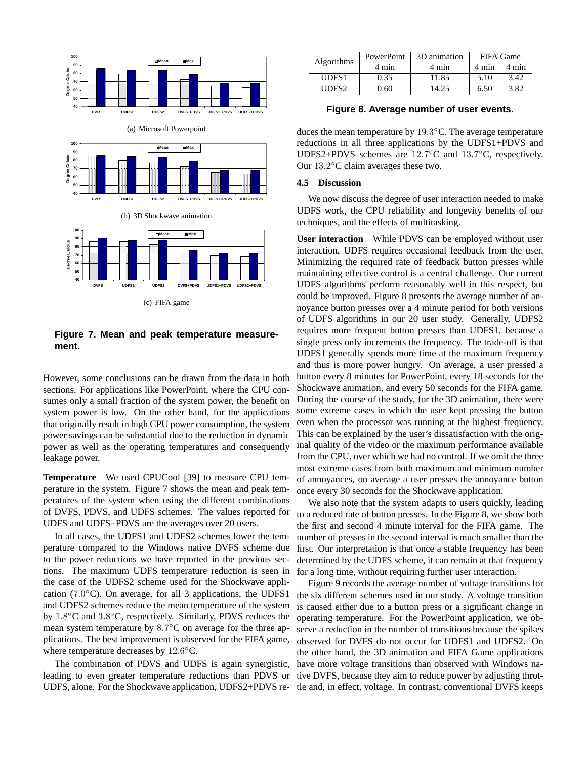(a) Microsoft Powerpoint

(b) 3D Shockwave animation

(c) FIFA game

**Figure 7. Mean and peak temperature measurement.**

However, some conclusions can be drawn from the data in both sections. For applications like PowerPoint, where the CPU consumes only a small fraction of the system power, the benefit on system power is low. On the other hand, for the applications that originally result in high CPU power consumption, the system power savings can be substantial due to the reduction in dynamic power as well as the operating temperatures and consequently leakage power.

**Temperature** We used CPUCool [39] to measure CPU temperature in the system. Figure 7 shows the mean and peak temperatures of the system when using the different combinations of DVFS, PDVS, and UDFS schemes. The values reported for UDFS and UDFS+PDVS are the averages over 20 users.

In all cases, the UDFS1 and UDFS2 schemes lower the temperature compared to the Windows native DVFS scheme due to the power reductions we have reported in the previous sections. The maximum UDFS temperature reduction is seen in the case of the UDFS2 scheme used for the Shockwave application (7.0°C). On average, for all 3 applications, the UDFS1 and UDFS2 schemes reduce the mean temperature of the system by 1.8°C and 3.8°C, respectively. Similarly, PDVS reduces the mean system temperature by 8.7°C on average for the three applications. The best improvement is observed for the FIFA game, where temperature decreases by 12.6°C.

The combination of PDVS and UDFS is again synergistic, leading to even greater temperature reductions than PDVS or UDFS, alone. For the Shockwave application, UDFS2+PDVS reduces the mean temperature by 19.3°C. The average temperature reductions in all three applications by the UDFS1+PDVS and UDFS2+PDVS schemes are 12.7°C and 13.7°C, respectively. Our 13.2°C claim averages these two.

| Algorithms | PowerPoint | 3D animation | FIFA Game | |
|---|---|---|---|---|
| | 4 min | 4 min | 4 min | 4 min |
| UDFS1 | 0.35 | 11.85 | 5.10 | 3.42 |
| UDFS2 | 0.60 | 14.25 | 6.50 | 3.82 |

**Figure 8. Average number of user events.**

### 4.5 Discussion

We now discuss the degree of user interaction needed to make UDFS work, the CPU reliability and longevity benefits of our techniques, and the effects of multitasking.

**User interaction** While PDVS can be employed without user interaction, UDFS requires occasional feedback from the user. Minimizing the required rate of feedback button presses while maintaining effective control is a central challenge. Our current UDFS algorithms perform reasonably well in this respect, but could be improved. Figure 8 presents the average number of annoyance button presses over a 4 minute period for both versions of UDFS algorithms in our 20 user study. Generally, UDFS2 requires more frequent button presses than UDFS1, because a single press only increments the frequency. The trade-off is that UDFS1 generally spends more time at the maximum frequency and thus is more power hungry. On average, a user pressed a button every 8 minutes for PowerPoint, every 18 seconds for the Shockwave animation, and every 50 seconds for the FIFA game. During the course of the study, for the 3D animation, there were some extreme cases in which the user kept pressing the button even when the processor was running at the highest frequency. This can be explained by the user's dissatisfaction with the original quality of the video or the maximum performance available from the CPU, over which we had no control. If we omit the three most extreme cases from both maximum and minimum number of annoyances, on average a user presses the annoyance button once every 30 seconds for the Shockwave application.

We also note that the system adapts to users quickly, leading to a reduced rate of button presses. In the Figure 8, we show both the first and second 4 minute interval for the FIFA game. The number of presses in the second interval is much smaller than the first. Our interpretation is that once a stable frequency has been determined by the UDFS scheme, it can remain at that frequency for a long time, without requiring further user interaction.

Figure 9 records the average number of voltage transitions for the six different schemes used in our study. A voltage transition is caused either due to a button press or a significant change in operating temperature. For the PowerPoint application, we observe a reduction in the number of transitions because the spikes observed for DVFS do not occur for UDFS1 and UDFS2. On the other hand, the 3D animation and FIFA Game applications have more voltage transitions than observed with Windows native DVFS, because they aim to reduce power by adjusting throttle and, in effect, voltage. In contrast, conventional DVFS keeps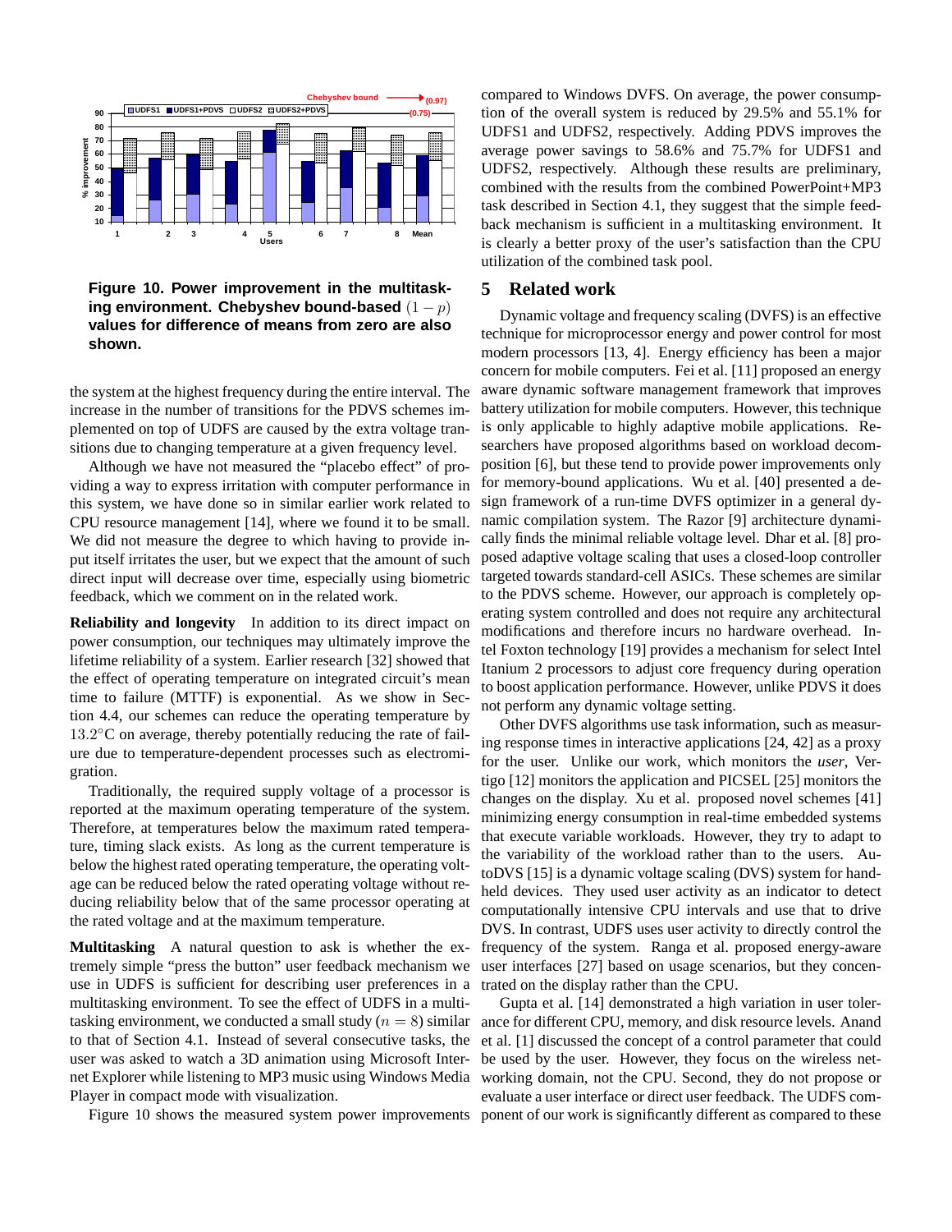Figure 10. Power improvement in the multitasking environment. Chebyshev bound-based $(1-p)$ values for difference of means from zero are also shown.

the system at the highest frequency during the entire interval. The increase in the number of transitions for the PDVS schemes implemented on top of UDFS are caused by the extra voltage transitions due to changing temperature at a given frequency level.

Although we have not measured the "placebo effect" of providing a way to express irritation with computer performance in this system, we have done so in similar earlier work related to CPU resource management [14], where we found it to be small. We did not measure the degree to which having to provide input itself irritates the user, but we expect that the amount of such direct input will decrease over time, especially using biometric feedback, which we comment on in the related work.

**Reliability and longevity** In addition to its direct impact on power consumption, our techniques may ultimately improve the lifetime reliability of a system. Earlier research [32] showed that the effect of operating temperature on integrated circuit's mean time to failure (MTTF) is exponential. As we show in Section 4.4, our schemes can reduce the operating temperature by $13.2^{\circ}$C on average, thereby potentially reducing the rate of failure due to temperature-dependent processes such as electromigration.

Traditionally, the required supply voltage of a processor is reported at the maximum operating temperature of the system. Therefore, at temperatures below the maximum rated temperature, timing slack exists. As long as the current temperature is below the highest rated operating temperature, the operating voltage can be reduced below the rated operating voltage without reducing reliability below that of the same processor operating at the rated voltage and at the maximum temperature.

**Multitasking** A natural question to ask is whether the extremely simple "press the button" user feedback mechanism we use in UDFS is sufficient for describing user preferences in a multitasking environment. To see the effect of UDFS in a multitasking environment, we conducted a small study ($n = 8$) similar to that of Section 4.1. Instead of several consecutive tasks, the user was asked to watch a 3D animation using Microsoft Internet Explorer while listening to MP3 music using Windows Media Player in compact mode with visualization.

Figure 10 shows the measured system power improvements compared to Windows DVFS. On average, the power consumption of the overall system is reduced by 29.5% and 55.1% for UDFS1 and UDFS2, respectively. Adding PDVS improves the average power savings to 58.6% and 75.7% for UDFS1 and UDFS2, respectively. Although these results are preliminary, combined with the results from the combined PowerPoint+MP3 task described in Section 4.1, they suggest that the simple feedback mechanism is sufficient in a multitasking environment. It is clearly a better proxy of the user's satisfaction than the CPU utilization of the combined task pool.

## 5 Related work

Dynamic voltage and frequency scaling (DVFS) is an effective technique for microprocessor energy and power control for most modern processors [13, 4]. Energy efficiency has been a major concern for mobile computers. Fei et al. [11] proposed an energy aware dynamic software management framework that improves battery utilization for mobile computers. However, this technique is only applicable to highly adaptive mobile applications. Researchers have proposed algorithms based on workload decomposition [6], but these tend to provide power improvements only for memory-bound applications. Wu et al. [40] presented a design framework of a run-time DVFS optimizer in a general dynamic compilation system. The Razor [9] architecture dynamically finds the minimal reliable voltage level. Dhar et al. [8] proposed adaptive voltage scaling that uses a closed-loop controller targeted towards standard-cell ASICs. These schemes are similar to the PDVS scheme. However, our approach is completely operating system controlled and does not require any architectural modifications and therefore incurs no hardware overhead. Intel Foxton technology [19] provides a mechanism for select Intel Itanium 2 processors to adjust core frequency during operation to boost application performance. However, unlike PDVS it does not perform any dynamic voltage setting.

Other DVFS algorithms use task information, such as measuring response times in interactive applications [24, 42] as a proxy for the user. Unlike our work, which monitors the *user*, Vertigo [12] monitors the application and PICSEL [25] monitors the changes on the display. Xu et al. proposed novel schemes [41] minimizing energy consumption in real-time embedded systems that execute variable workloads. However, they try to adapt to the variability of the workload rather than to the users. AutoDVS [15] is a dynamic voltage scaling (DVS) system for handheld devices. They used user activity as an indicator to detect computationally intensive CPU intervals and use that to drive DVS. In contrast, UDFS uses user activity to directly control the frequency of the system. Ranga et al. proposed energy-aware user interfaces [27] based on usage scenarios, but they concentrated on the display rather than the CPU.

Gupta et al. [14] demonstrated a high variation in user tolerance for different CPU, memory, and disk resource levels. Anand et al. [1] discussed the concept of a control parameter that could be used by the user. However, they focus on the wireless networking domain, not the CPU. Second, they do not propose or evaluate a user interface or direct user feedback. The UDFS component of our work is significantly different as compared to these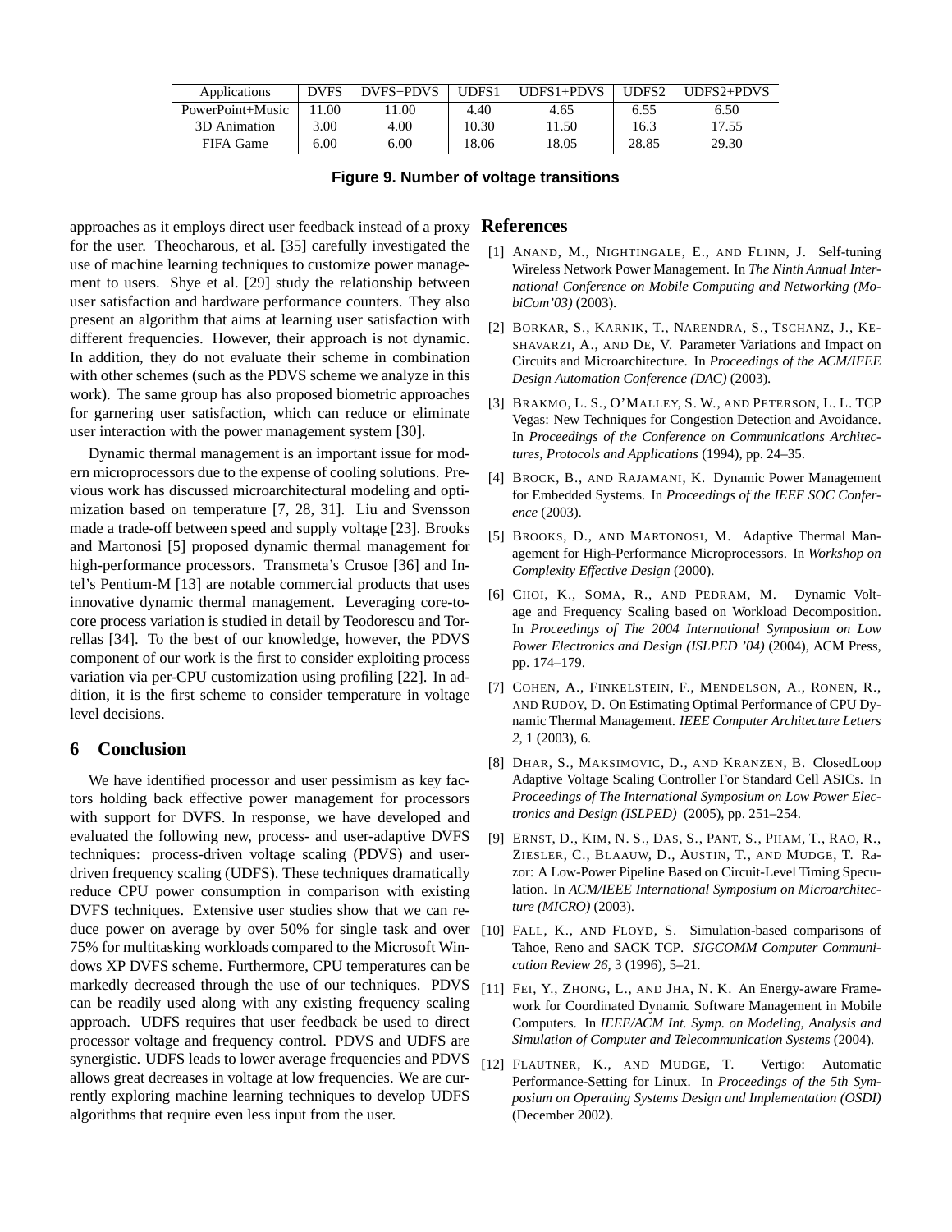| Applications | DVFS | DVFS+PDVS | UDFS1 | UDFS1+PDVS | UDFS2 | UDFS2+PDVS |
|---|---|---|---|---|---|---|
| PowerPoint+Music | 11.00 | 11.00 | 4.40 | 4.65 | 6.55 | 6.50 |
| 3D Animation | 3.00 | 4.00 | 10.30 | 11.50 | 16.3 | 17.55 |
| FIFA Game | 6.00 | 6.00 | 18.06 | 18.05 | 28.85 | 29.30 |

**Figure 9. Number of voltage transitions**

approaches as it employs direct user feedback instead of a proxy for the user. Theocharous, et al. [35] carefully investigated the use of machine learning techniques to customize power management to users. Shye et al. [29] study the relationship between user satisfaction and hardware performance counters. They also present an algorithm that aims at learning user satisfaction with different frequencies. However, their approach is not dynamic. In addition, they do not evaluate their scheme in combination with other schemes (such as the PDVS scheme we analyze in this work). The same group has also proposed biometric approaches for garnering user satisfaction, which can reduce or eliminate user interaction with the power management system [30].

Dynamic thermal management is an important issue for modern microprocessors due to the expense of cooling solutions. Previous work has discussed microarchitectural modeling and optimization based on temperature [7, 28, 31]. Liu and Svensson made a trade-off between speed and supply voltage [23]. Brooks and Martonosi [5] proposed dynamic thermal management for high-performance processors. Transmeta's Crusoe [36] and Intel's Pentium-M [13] are notable commercial products that uses innovative dynamic thermal management. Leveraging core-to-core process variation is studied in detail by Teodorescu and Torrellas [34]. To the best of our knowledge, however, the PDVS component of our work is the first to consider exploiting process variation via per-CPU customization using profiling [22]. In addition, it is the first scheme to consider temperature in voltage level decisions.

## 6 Conclusion

We have identified processor and user pessimism as key factors holding back effective power management for processors with support for DVFS. In response, we have developed and evaluated the following new, process- and user-adaptive DVFS techniques: process-driven voltage scaling (PDVS) and user-driven frequency scaling (UDFS). These techniques dramatically reduce CPU power consumption in comparison with existing DVFS techniques. Extensive user studies show that we can reduce power on average by over 50% for single task and over 75% for multitasking workloads compared to the Microsoft Windows XP DVFS scheme. Furthermore, CPU temperatures can be markedly decreased through the use of our techniques. PDVS can be readily used along with any existing frequency scaling approach. UDFS requires that user feedback be used to direct processor voltage and frequency control. PDVS and UDFS are synergistic. UDFS leads to lower average frequencies and PDVS allows great decreases in voltage at low frequencies. We are currently exploring machine learning techniques to develop UDFS algorithms that require even less input from the user.

## References

[1] Anand, M., Nightingale, E., and Flinn, J. Self-tuning Wireless Network Power Management. In *The Ninth Annual International Conference on Mobile Computing and Networking (MobiCom'03)* (2003).

[2] Borkar, S., Karnik, T., Narendra, S., Tschanz, J., Keshavarzi, A., and De, V. Parameter Variations and Impact on Circuits and Microarchitecture. In *Proceedings of the ACM/IEEE Design Automation Conference (DAC)* (2003).

[3] Brakmo, L. S., O'Malley, S. W., and Peterson, L. L. TCP Vegas: New Techniques for Congestion Detection and Avoidance. In *Proceedings of the Conference on Communications Architectures, Protocols and Applications* (1994), pp. 24–35.

[4] Brock, B., and Rajamani, K. Dynamic Power Management for Embedded Systems. In *Proceedings of the IEEE SOC Conference* (2003).

[5] Brooks, D., and Martonosi, M. Adaptive Thermal Management for High-Performance Microprocessors. In *Workshop on Complexity Effective Design* (2000).

[6] Choi, K., Soma, R., and Pedram, M. Dynamic Voltage and Frequency Scaling based on Workload Decomposition. In *Proceedings of The 2004 International Symposium on Low Power Electronics and Design (ISLPED '04)* (2004), ACM Press, pp. 174–179.

[7] Cohen, A., Finkelstein, F., Mendelson, A., Ronen, R., and Rudoy, D. On Estimating Optimal Performance of CPU Dynamic Thermal Management. *IEEE Computer Architecture Letters 2*, 1 (2003), 6.

[8] Dhar, S., Maksimovic, D., and Kranzen, B. ClosedLoop Adaptive Voltage Scaling Controller For Standard Cell ASICs. In *Proceedings of The International Symposium on Low Power Electronics and Design (ISLPED)* (2005), pp. 251–254.

[9] Ernst, D., Kim, N. S., Das, S., Pant, S., Pham, T., Rao, R., Ziesler, C., Blaauw, D., Austin, T., and Mudge, T. Razor: A Low-Power Pipeline Based on Circuit-Level Timing Speculation. In *ACM/IEEE International Symposium on Microarchitecture (MICRO)* (2003).

[10] Fall, K., and Floyd, S. Simulation-based comparisons of Tahoe, Reno and SACK TCP. *SIGCOMM Computer Communication Review 26*, 3 (1996), 5–21.

[11] Fei, Y., Zhong, L., and Jha, N. K. An Energy-aware Framework for Coordinated Dynamic Software Management in Mobile Computers. In *IEEE/ACM Int. Symp. on Modeling, Analysis and Simulation of Computer and Telecommunication Systems* (2004).

[12] Flautner, K., and Mudge, T. Vertigo: Automatic Performance-Setting for Linux. In *Proceedings of the 5th Symposium on Operating Systems Design and Implementation (OSDI)* (December 2002).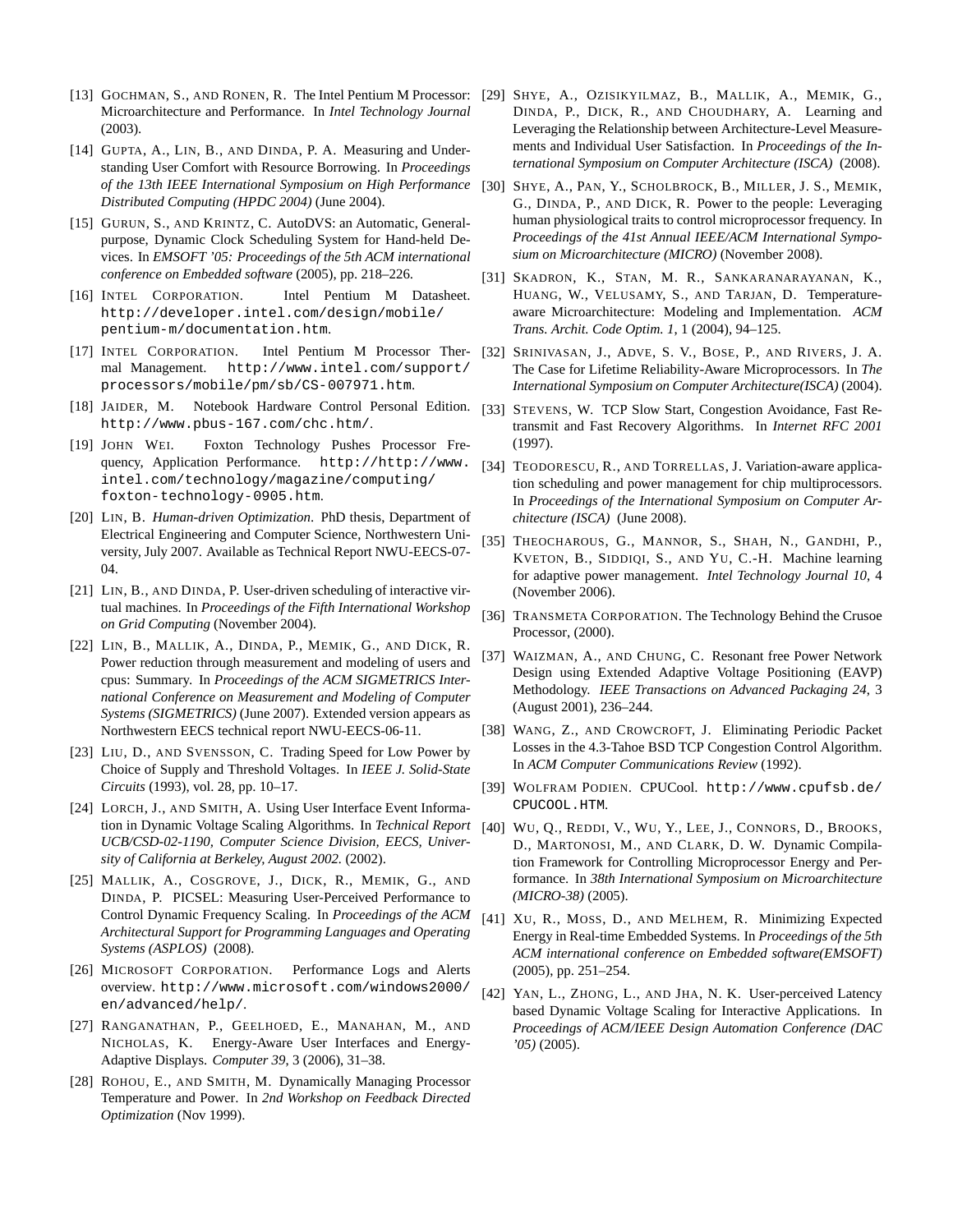[13] GOCHMAN, S., AND RONEN, R. The Intel Pentium M Processor: Microarchitecture and Performance. In *Intel Technology Journal* (2003).

[14] GUPTA, A., LIN, B., AND DINDA, P. A. Measuring and Understanding User Comfort with Resource Borrowing. In *Proceedings of the 13th IEEE International Symposium on High Performance Distributed Computing (HPDC 2004)* (June 2004).

[15] GURUN, S., AND KRINTZ, C. AutoDVS: an Automatic, General-purpose, Dynamic Clock Scheduling System for Hand-held Devices. In *EMSOFT '05: Proceedings of the 5th ACM international conference on Embedded software* (2005), pp. 218–226.

[16] INTEL CORPORATION. Intel Pentium M Datasheet. `http://developer.intel.com/design/mobile/pentium-m/documentation.htm`.

[17] INTEL CORPORATION. Intel Pentium M Processor Thermal Management. `http://www.intel.com/support/processors/mobile/pm/sb/CS-007971.htm`.

[18] JAIDER, M. Notebook Hardware Control Personal Edition. `http://www.pbus-167.com/chc.htm/`.

[19] JOHN WEI. Foxton Technology Pushes Processor Frequency, Application Performance. `http://http://www.intel.com/technology/magazine/computing/foxton-technology-0905.htm`.

[20] LIN, B. *Human-driven Optimization*. PhD thesis, Department of Electrical Engineering and Computer Science, Northwestern University, July 2007. Available as Technical Report NWU-EECS-07-04.

[21] LIN, B., AND DINDA, P. User-driven scheduling of interactive virtual machines. In *Proceedings of the Fifth International Workshop on Grid Computing* (November 2004).

[22] LIN, B., MALLIK, A., DINDA, P., MEMIK, G., AND DICK, R. Power reduction through measurement and modeling of users and cpus: Summary. In *Proceedings of the ACM SIGMETRICS International Conference on Measurement and Modeling of Computer Systems (SIGMETRICS)* (June 2007). Extended version appears as Northwestern EECS technical report NWU-EECS-06-11.

[23] LIU, D., AND SVENSSON, C. Trading Speed for Low Power by Choice of Supply and Threshold Voltages. In *IEEE J. Solid-State Circuits* (1993), vol. 28, pp. 10–17.

[24] LORCH, J., AND SMITH, A. Using User Interface Event Information in Dynamic Voltage Scaling Algorithms. In *Technical Report UCB/CSD-02-1190, Computer Science Division, EECS, University of California at Berkeley, August 2002.* (2002).

[25] MALLIK, A., COSGROVE, J., DICK, R., MEMIK, G., AND DINDA, P. PICSEL: Measuring User-Perceived Performance to Control Dynamic Frequency Scaling. In *Proceedings of the ACM Architectural Support for Programming Languages and Operating Systems (ASPLOS)* (2008).

[26] MICROSOFT CORPORATION. Performance Logs and Alerts overview. `http://www.microsoft.com/windows2000/en/advanced/help/`.

[27] RANGANATHAN, P., GEELHOED, E., MANAHAN, M., AND NICHOLAS, K. Energy-Aware User Interfaces and Energy-Adaptive Displays. *Computer 39*, 3 (2006), 31–38.

[28] ROHOU, E., AND SMITH, M. Dynamically Managing Processor Temperature and Power. In *2nd Workshop on Feedback Directed Optimization* (Nov 1999).

[29] SHYE, A., OZISIKYILMAZ, B., MALLIK, A., MEMIK, G., DINDA, P., DICK, R., AND CHOUDHARY, A. Learning and Leveraging the Relationship between Architecture-Level Measurements and Individual User Satisfaction. In *Proceedings of the International Symposium on Computer Architecture (ISCA)* (2008).

[30] SHYE, A., PAN, Y., SCHOLBROCK, B., MILLER, J. S., MEMIK, G., DINDA, P., AND DICK, R. Power to the people: Leveraging human physiological traits to control microprocessor frequency. In *Proceedings of the 41st Annual IEEE/ACM International Symposium on Microarchitecture (MICRO)* (November 2008).

[31] SKADRON, K., STAN, M. R., SANKARANARAYANAN, K., HUANG, W., VELUSAMY, S., AND TARJAN, D. Temperature-aware Microarchitecture: Modeling and Implementation. *ACM Trans. Archit. Code Optim. 1*, 1 (2004), 94–125.

[32] SRINIVASAN, J., ADVE, S. V., BOSE, P., AND RIVERS, J. A. The Case for Lifetime Reliability-Aware Microprocessors. In *The International Symposium on Computer Architecture(ISCA)* (2004).

[33] STEVENS, W. TCP Slow Start, Congestion Avoidance, Fast Retransmit and Fast Recovery Algorithms. In *Internet RFC 2001* (1997).

[34] TEODORESCU, R., AND TORRELLAS, J. Variation-aware application scheduling and power management for chip multiprocessors. In *Proceedings of the International Symposium on Computer Architecture (ISCA)* (June 2008).

[35] THEOCHAROUS, G., MANNOR, S., SHAH, N., GANDHI, P., KVETON, B., SIDDIQI, S., AND YU, C.-H. Machine learning for adaptive power management. *Intel Technology Journal 10*, 4 (November 2006).

[36] TRANSMETA CORPORATION. The Technology Behind the Crusoe Processor, (2000).

[37] WAIZMAN, A., AND CHUNG, C. Resonant free Power Network Design using Extended Adaptive Voltage Positioning (EAVP) Methodology. *IEEE Transactions on Advanced Packaging 24*, 3 (August 2001), 236–244.

[38] WANG, Z., AND CROWCROFT, J. Eliminating Periodic Packet Losses in the 4.3-Tahoe BSD TCP Congestion Control Algorithm. In *ACM Computer Communications Review* (1992).

[39] WOLFRAM PODIEN. CPUCool. `http://www.cpufsb.de/CPUCOOL.HTM`.

[40] WU, Q., REDDI, V., WU, Y., LEE, J., CONNORS, D., BROOKS, D., MARTONOSI, M., AND CLARK, D. W. Dynamic Compilation Framework for Controlling Microprocessor Energy and Performance. In *38th International Symposium on Microarchitecture (MICRO-38)* (2005).

[41] XU, R., MOSS, D., AND MELHEM, R. Minimizing Expected Energy in Real-time Embedded Systems. In *Proceedings of the 5th ACM international conference on Embedded software(EMSOFT)* (2005), pp. 251–254.

[42] YAN, L., ZHONG, L., AND JHA, N. K. User-perceived Latency based Dynamic Voltage Scaling for Interactive Applications. In *Proceedings of ACM/IEEE Design Automation Conference (DAC '05)* (2005).